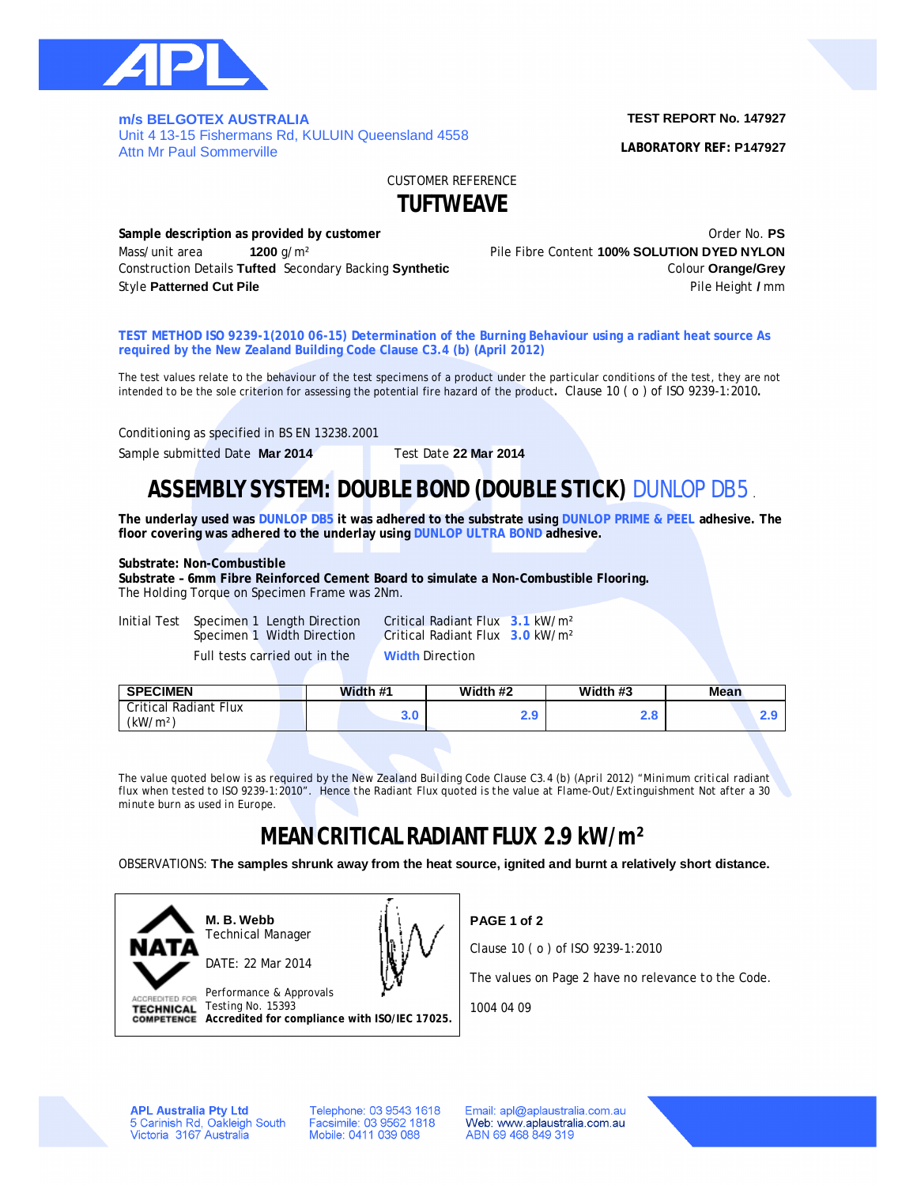**m/s BELGOTEX AUSTRALIA**
Unit 4 13-15 Fishermans Rd, KULUIN Queensland 4558
Attn Mr Paul Sommerville

**TEST REPORT No. 147927**

**LABORATORY REF: P147927**

CUSTOMER REFERENCE

# TUFTWEAVE

**Sample description as provided by customer**

Order No. **PS**

Mass/unit area **1200** g/m²

Pile Fibre Content **100% SOLUTION DYED NYLON**

Construction Details **Tufted** Secondary Backing **Synthetic**

Colour **Orange/Grey**

Style **Patterned Cut Pile**

Pile Height **/** mm

**TEST METHOD ISO 9239-1(2010 06-15) Determination of the Burning Behaviour using a radiant heat source As required by the New Zealand Building Code Clause C3.4 (b) (April 2012)**

The test values relate to the behaviour of the test specimens of a product under the particular conditions of the test, they are not intended to be the sole criterion for assessing the potential fire hazard of the product. Clause 10 ( o ) of ISO 9239-1:2010.

Conditioning as specified in BS EN 13238.2001

Sample submitted Date **Mar 2014** Test Date **22 Mar 2014**

## ASSEMBLY SYSTEM: DOUBLE BOND (DOUBLE STICK) DUNLOP DB5

**The underlay used was DUNLOP DB5 it was adhered to the substrate using DUNLOP PRIME & PEEL adhesive. The floor covering was adhered to the underlay using DUNLOP ULTRA BOND adhesive.**

**Substrate: Non-Combustible**
**Substrate – 6mm Fibre Reinforced Cement Board to simulate a Non-Combustible Flooring.**
The Holding Torque on Specimen Frame was 2Nm.

Initial Test Specimen 1 Length Direction Critical Radiant Flux **3.1** kW/m²
Specimen 1 Width Direction Critical Radiant Flux **3.0** kW/m²

Full tests carried out in the **Width** Direction

| SPECIMEN | Width #1 | Width #2 | Width #3 | Mean |
|---|---|---|---|---|
| Critical Radiant Flux (kW/m²) | 3.0 | 2.9 | 2.8 | 2.9 |

The value quoted below is as required by the New Zealand Building Code Clause C3.4 (b) (April 2012) "Minimum critical radiant flux when tested to ISO 9239-1:2010". Hence the Radiant Flux quoted is the value at Flame-Out/Extinguishment Not after a 30 minute burn as used in Europe.

## MEAN CRITICAL RADIANT FLUX 2.9 kW/m²

OBSERVATIONS: **The samples shrunk away from the heat source, ignited and burnt a relatively short distance.**

**M. B. Webb**
Technical Manager

DATE: 22 Mar 2014

Performance & Approvals
Testing No. 15393
**Accredited for compliance with ISO/IEC 17025.**

**PAGE 1 of 2**

Clause 10 ( o ) of ISO 9239-1:2010

The values on Page 2 have no relevance to the Code.

1004 04 09

**APL Australia Pty Ltd**
5 Carinish Rd, Oakleigh South
Victoria 3167 Australia

Telephone: 03 9543 1618
Facsimile: 03 9562 1818
Mobile: 0411 039 088

Email: apl@aplaustralia.com.au
Web: www.aplaustralia.com.au
ABN 69 468 849 319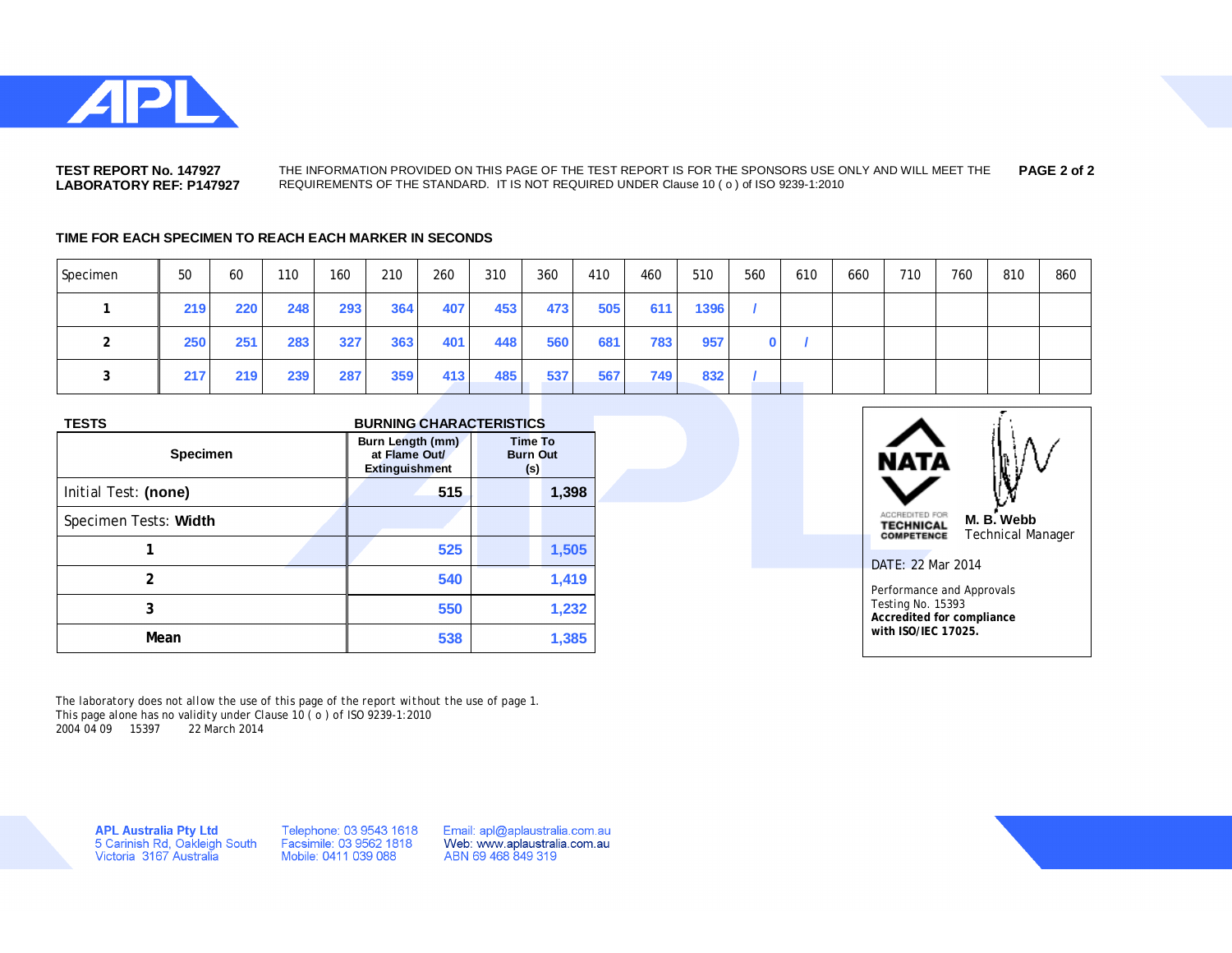**TEST REPORT No. 147927**
**LABORATORY REF: P147927**

THE INFORMATION PROVIDED ON THIS PAGE OF THE TEST REPORT IS FOR THE SPONSORS USE ONLY AND WILL MEET THE REQUIREMENTS OF THE STANDARD. IT IS NOT REQUIRED UNDER Clause 10 ( o ) of ISO 9239-1:2010

### TIME FOR EACH SPECIMEN TO REACH EACH MARKER IN SECONDS

| Specimen | 50 | 60 | 110 | 160 | 210 | 260 | 310 | 360 | 410 | 460 | 510 | 560 | 610 | 660 | 710 | 760 | 810 | 860 |
|---|---|---|---|---|---|---|---|---|---|---|---|---|---|---|---|---|---|---|
| **1** | 219 | 220 | 248 | 293 | 364 | 407 | 453 | 473 | 505 | 611 | 1396 | / | | | | | | |
| **2** | 250 | 251 | 283 | 327 | 363 | 401 | 448 | 560 | 681 | 783 | 957 | 0 | / | | | | | |
| **3** | 217 | 219 | 239 | 287 | 359 | 413 | 485 | 537 | 567 | 749 | 832 | / | | | | | | |

| **TESTS** | **BURNING CHARACTERISTICS** | |
|---|---|---|
| **Specimen** | **Burn Length (mm) at Flame Out/ Extinguishment** | **Time To Burn Out (s)** |
| Initial Test: **(none)** | **515** | **1,398** |
| Specimen Tests: **Width** | | |
| **1** | 525 | 1,505 |
| **2** | 540 | 1,419 |
| **3** | 550 | 1,232 |
| **Mean** | 538 | 1,385 |

NATA
ACCREDITED FOR TECHNICAL COMPETENCE

**M. B. Webb**
Technical Manager

DATE: 22 Mar 2014

Performance and Approvals
Testing No. 15393
**Accredited for compliance with ISO/IEC 17025.**

The laboratory does not allow the use of this page of the report without the use of page 1.
This page alone has no validity under Clause 10 ( o ) of ISO 9239-1:2010
2004 04 09 15397 22 March 2014